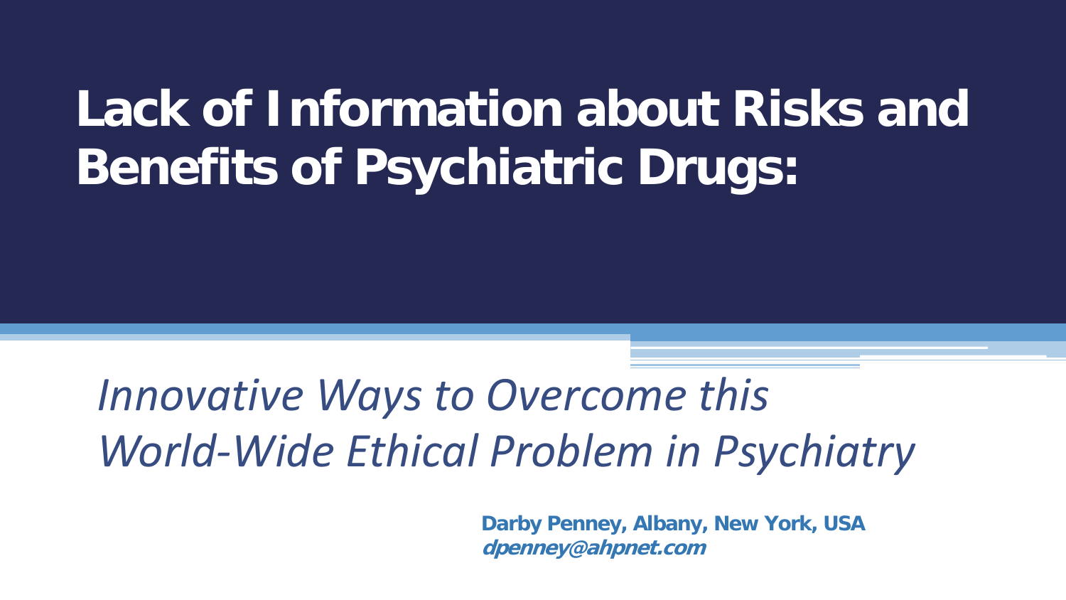# Lack of Information about Risks and Benefits of Psychiatric Drugs:

## *Innovative Ways to Overcome this World-Wide Ethical Problem in Psychiatry*

**Darby Penney, Albany, New York, USA**
***dpenney@ahpnet.com***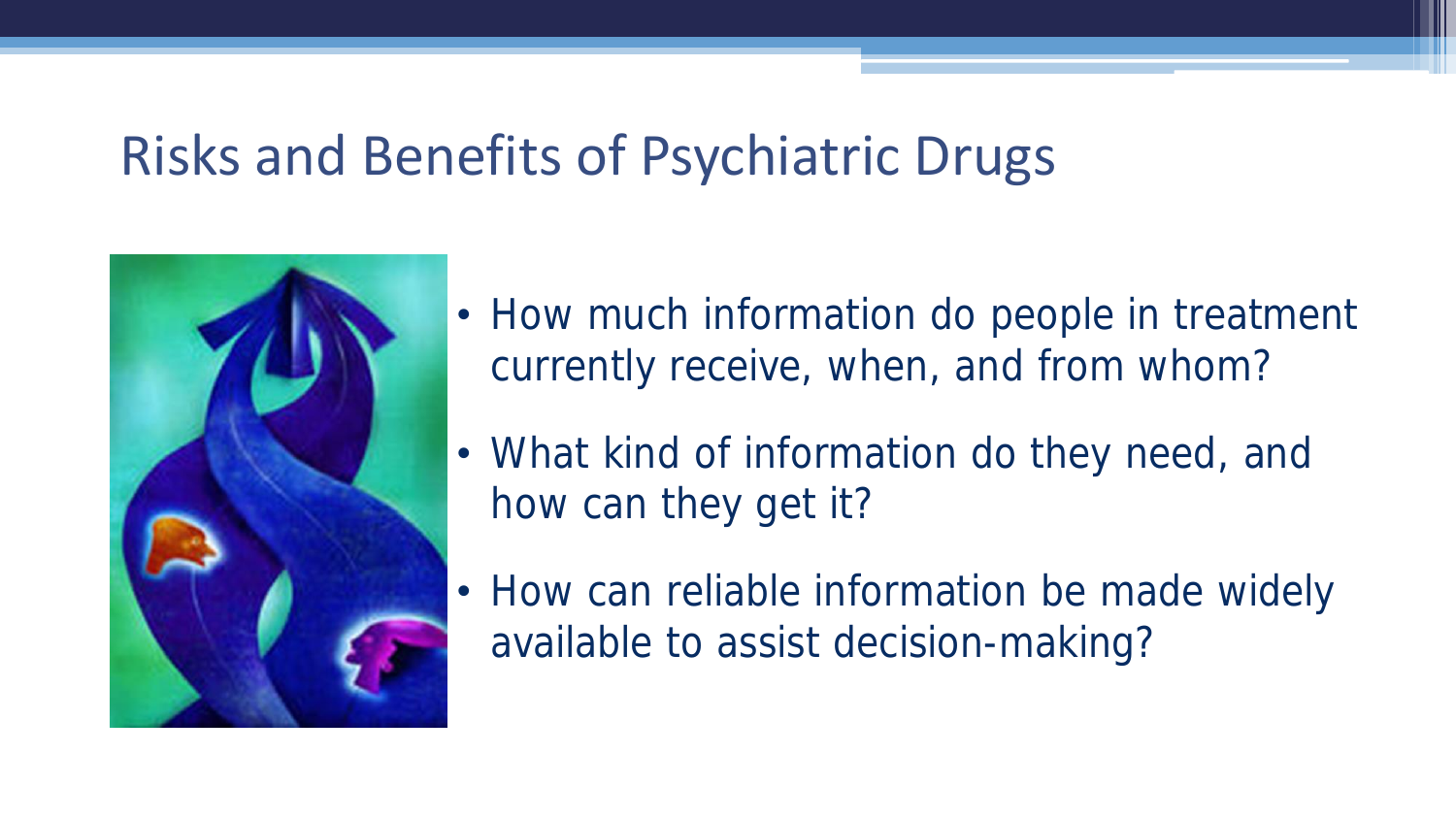# Risks and Benefits of Psychiatric Drugs

- How much information do people in treatment currently receive, when, and from whom?
- What kind of information do they need, and how can they get it?
- How can reliable information be made widely available to assist decision-making?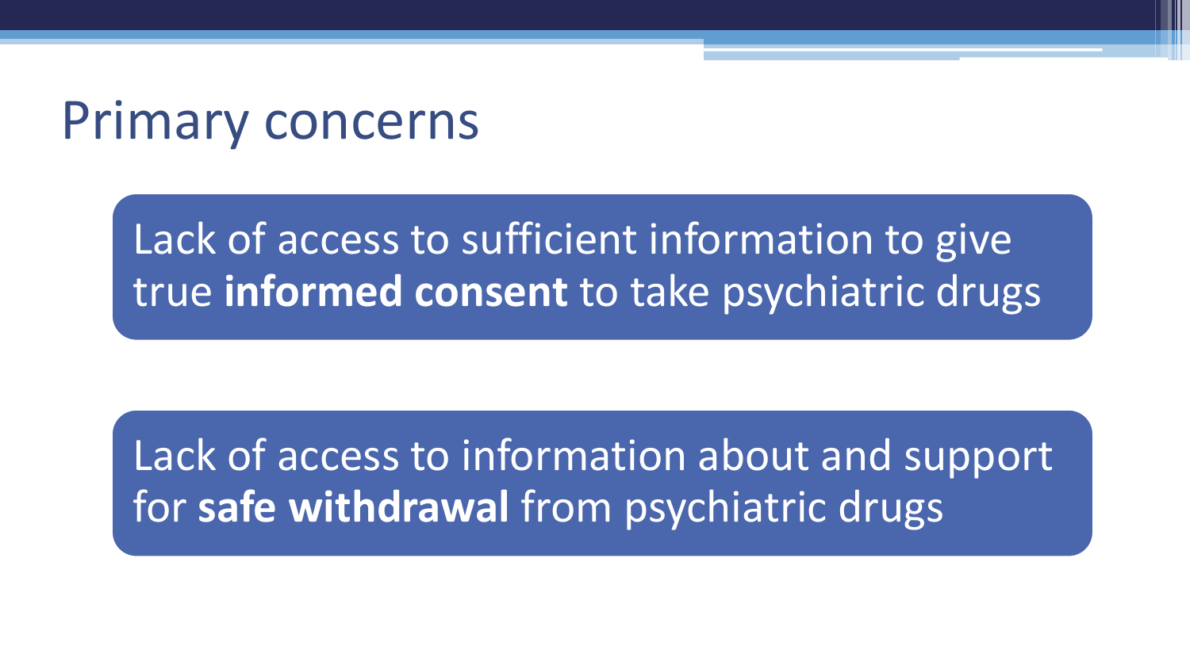# Primary concerns

Lack of access to sufficient information to give true **informed consent** to take psychiatric drugs

Lack of access to information about and support for **safe withdrawal** from psychiatric drugs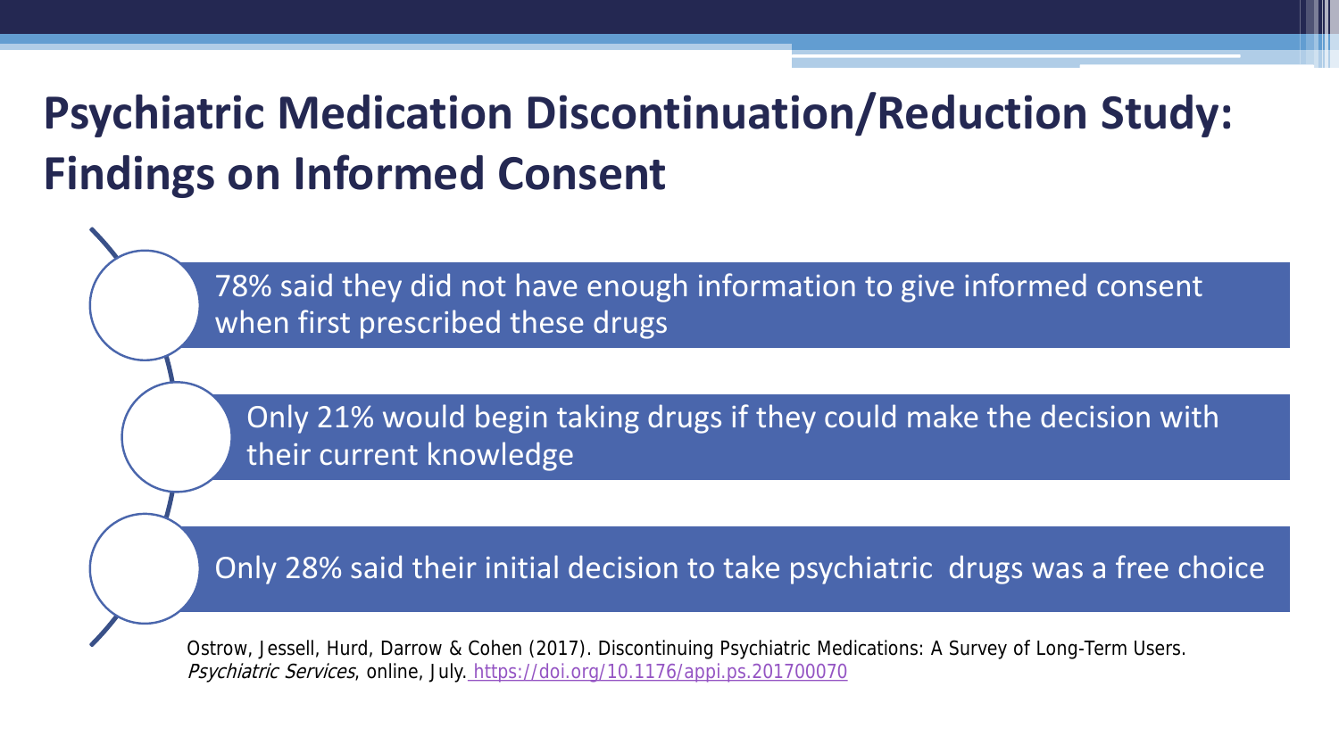# Psychiatric Medication Discontinuation/Reduction Study: Findings on Informed Consent

- 78% said they did not have enough information to give informed consent when first prescribed these drugs
- Only 21% would begin taking drugs if they could make the decision with their current knowledge
- Only 28% said their initial decision to take psychiatric drugs was a free choice

Ostrow, Jessell, Hurd, Darrow & Cohen (2017). Discontinuing Psychiatric Medications: A Survey of Long-Term Users. *Psychiatric Services*, online, July. https://doi.org/10.1176/appi.ps.201700070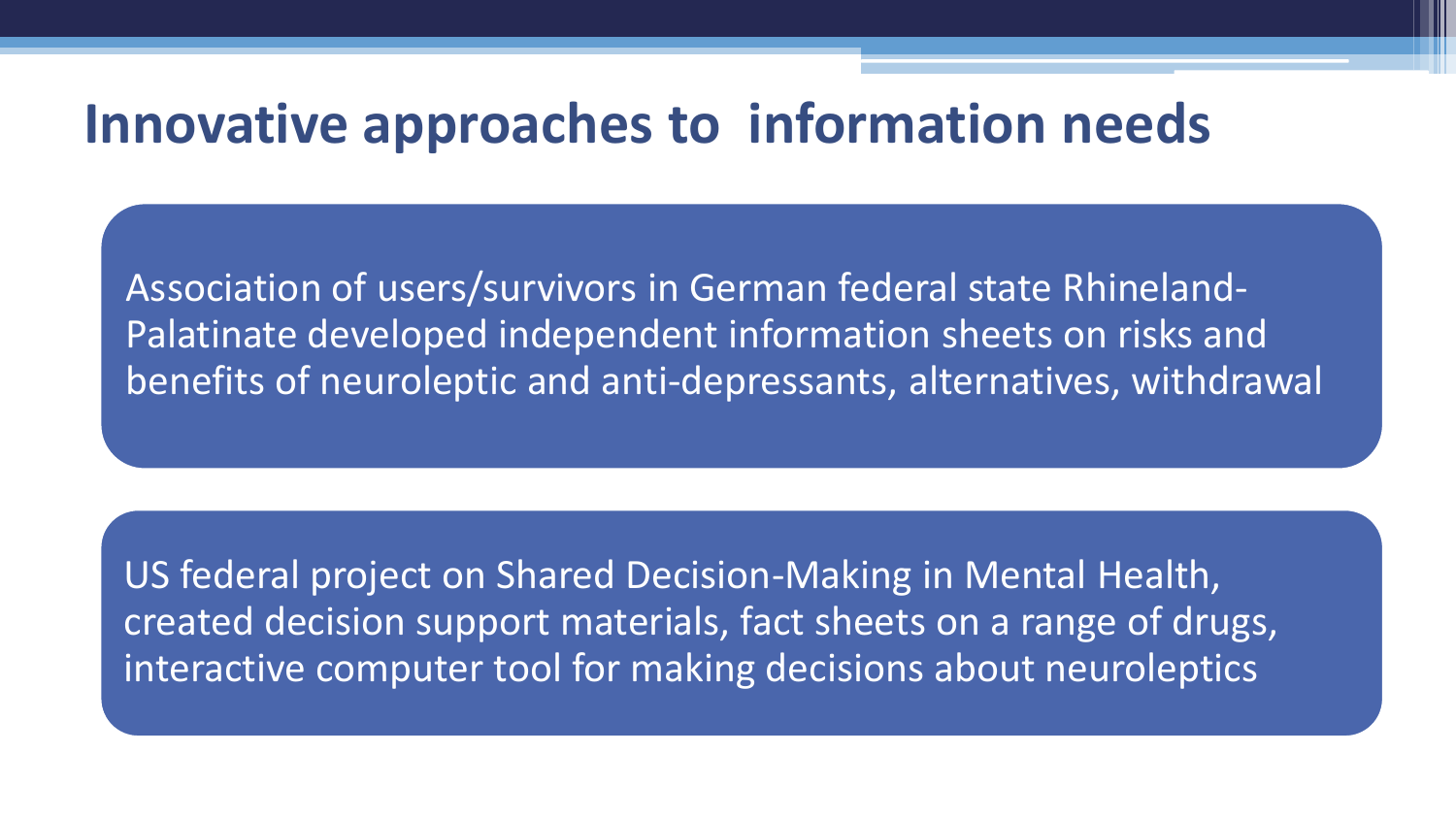# Innovative approaches to information needs

Association of users/survivors in German federal state Rhineland-Palatinate developed independent information sheets on risks and benefits of neuroleptic and anti-depressants, alternatives, withdrawal

US federal project on Shared Decision-Making in Mental Health, created decision support materials, fact sheets on a range of drugs, interactive computer tool for making decisions about neuroleptics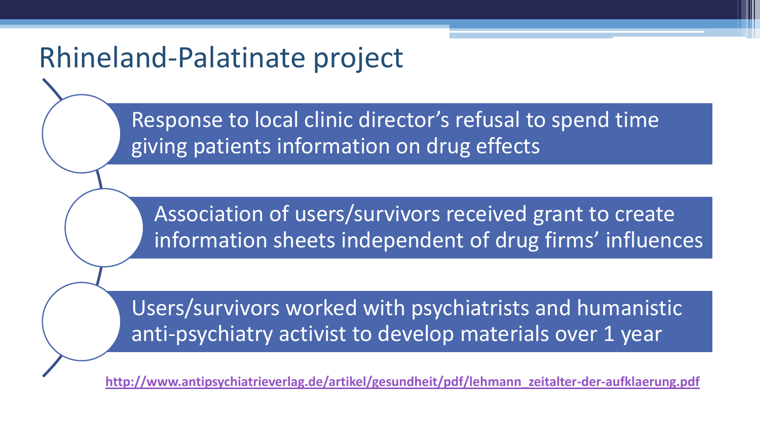# Rhineland-Palatinate project

- Response to local clinic director's refusal to spend time giving patients information on drug effects
- Association of users/survivors received grant to create information sheets independent of drug firms' influences
- Users/survivors worked with psychiatrists and humanistic anti-psychiatry activist to develop materials over 1 year

http://www.antipsychiatrieverlag.de/artikel/gesundheit/pdf/lehmann_zeitalter-der-aufklaerung.pdf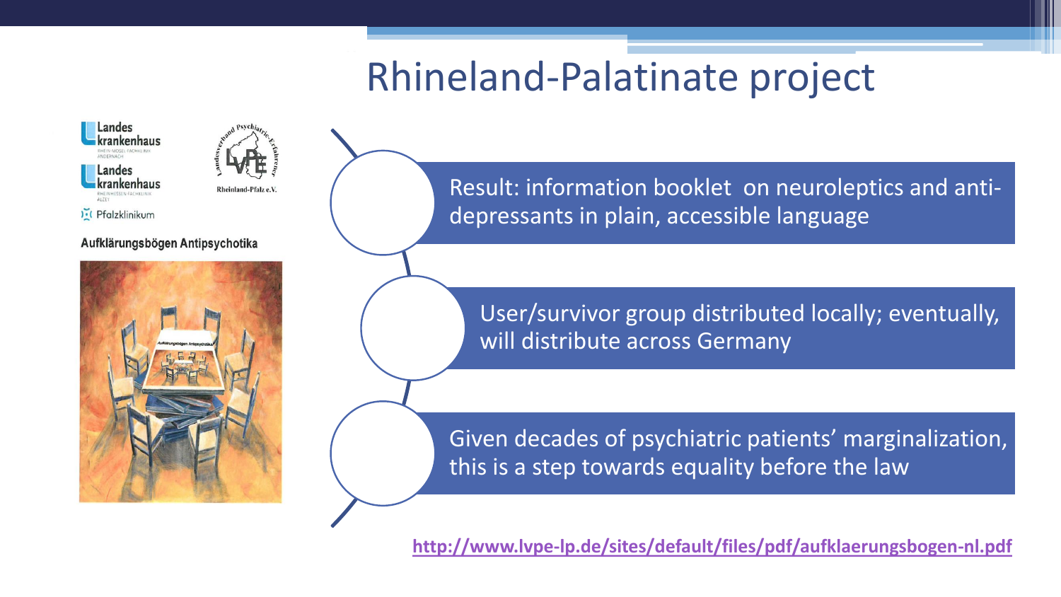# Rhineland-Palatinate project

Landes krankenhaus
RHEIN-MOSEL-FACHKLINIK ANDERNACH

Landes krankenhaus
RHEINHESSEN-FACHKLINIK ALZEY

Pfalzklinikum

Landesverband Psychiatrie-Erfahrener Rheinland-Pfalz e.V.

Aufklärungsbögen Antipsychotika

- Result: information booklet on neuroleptics and anti-depressants in plain, accessible language
- User/survivor group distributed locally; eventually, will distribute across Germany
- Given decades of psychiatric patients' marginalization, this is a step towards equality before the law

http://www.lvpe-lp.de/sites/default/files/pdf/aufklaerungsbogen-nl.pdf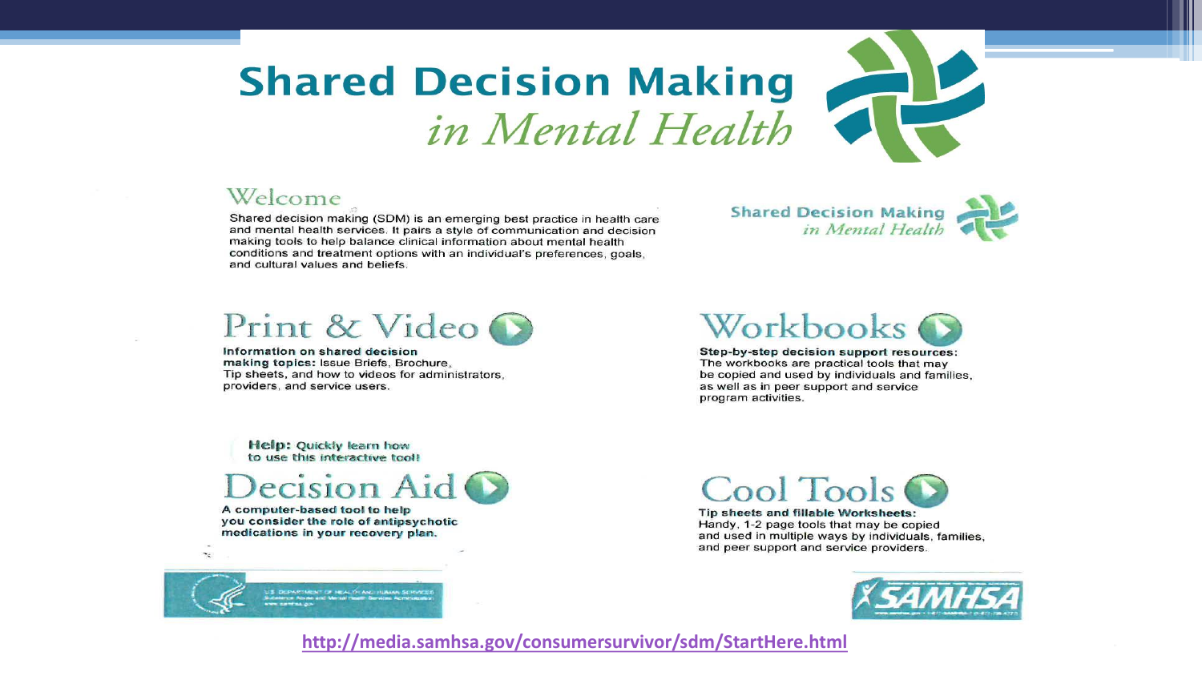# Shared Decision Making *in Mental Health*

## Welcome

Shared decision making (SDM) is an emerging best practice in health care and mental health services. It pairs a style of communication and decision making tools to help balance clinical information about mental health conditions and treatment options with an individual's preferences, goals, and cultural values and beliefs.

Shared Decision Making *in Mental Health*

## Print & Video

**Information on shared decision making topics:** Issue Briefs, Brochure, Tip sheets, and how to videos for administrators, providers, and service users.

## Workbooks

**Step-by-step decision support resources:** The workbooks are practical tools that may be copied and used by individuals and families, as well as in peer support and service program activities.

**Help:** Quickly learn how to use this interactive tool!

## Decision Aid

A computer-based tool to help you consider the role of antipsychotic medications in your recovery plan.

## Cool Tools

**Tip sheets and fillable Worksheets:** Handy, 1-2 page tools that may be copied and used in multiple ways by individuals, families, and peer support and service providers.

U.S. DEPARTMENT OF HEALTH AND HUMAN SERVICES
Substance Abuse and Mental Health Services Administration
www.samhsa.gov

SAMHSA

http://media.samhsa.gov/consumersurvivor/sdm/StartHere.html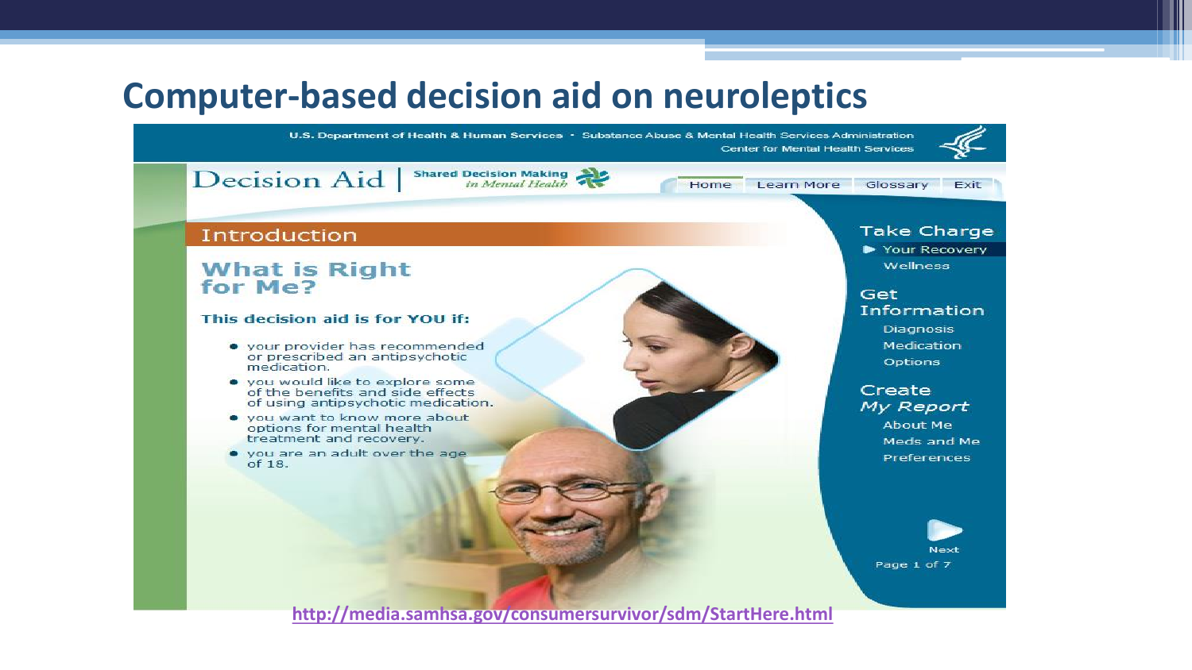# Computer-based decision aid on neuroleptics

U.S. Department of Health & Human Services · Substance Abuse & Mental Health Services Administration
Center for Mental Health Services

Decision Aid | Shared Decision Making *in Mental Health*

Home | Learn More | Glossary | Exit

## Introduction

### What is Right for Me?

**This decision aid is for YOU if:**

- your provider has recommended or prescribed an antipsychotic medication.
- you would like to explore some of the benefits and side effects of using antipsychotic medication.
- you want to know more about options for mental health treatment and recovery.
- you are an adult over the age of 18.

**Take Charge**
- Your Recovery
- Wellness

**Get Information**
- Diagnosis
- Medication
- Options

**Create *My Report***
- About Me
- Meds and Me
- Preferences

Next

Page 1 of 7

http://media.samhsa.gov/consumersurvivor/sdm/StartHere.html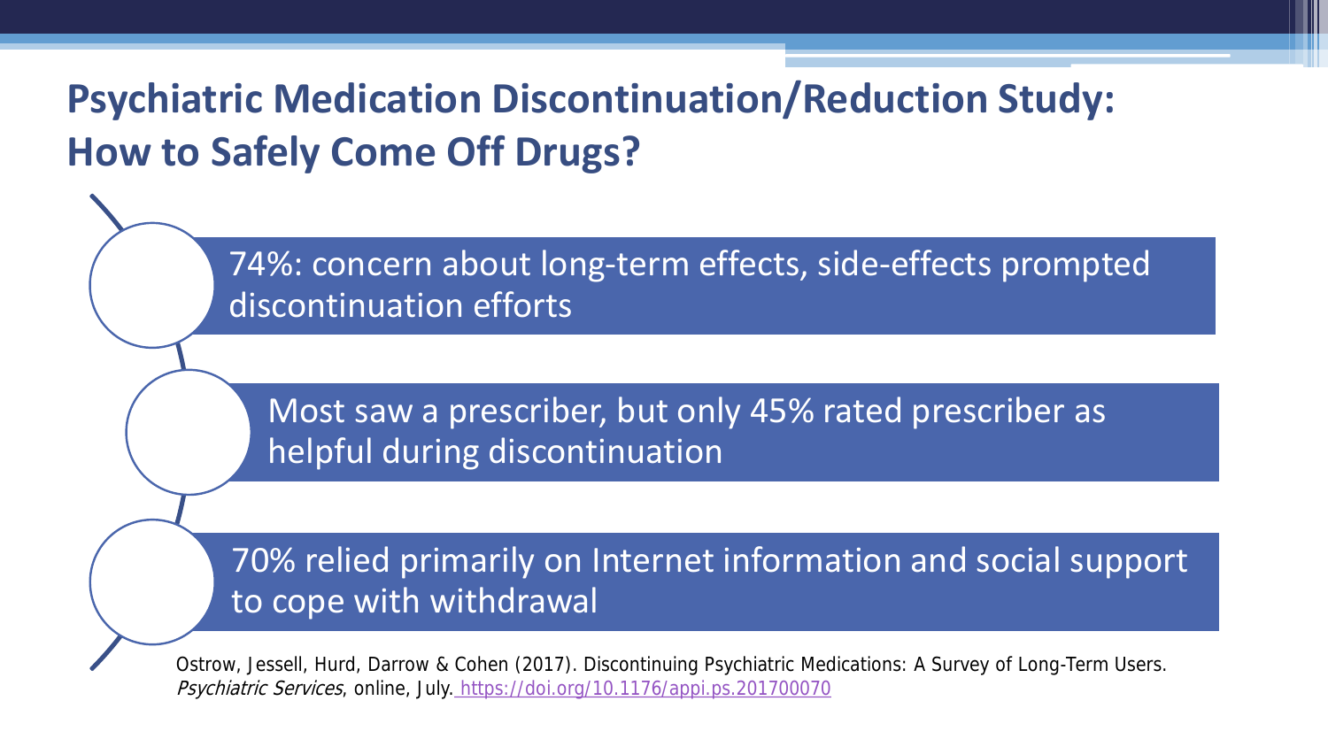# Psychiatric Medication Discontinuation/Reduction Study: How to Safely Come Off Drugs?

- 74%: concern about long-term effects, side-effects prompted discontinuation efforts
- Most saw a prescriber, but only 45% rated prescriber as helpful during discontinuation
- 70% relied primarily on Internet information and social support to cope with withdrawal

Ostrow, Jessell, Hurd, Darrow & Cohen (2017). Discontinuing Psychiatric Medications: A Survey of Long-Term Users. *Psychiatric Services*, online, July. https://doi.org/10.1176/appi.ps.201700070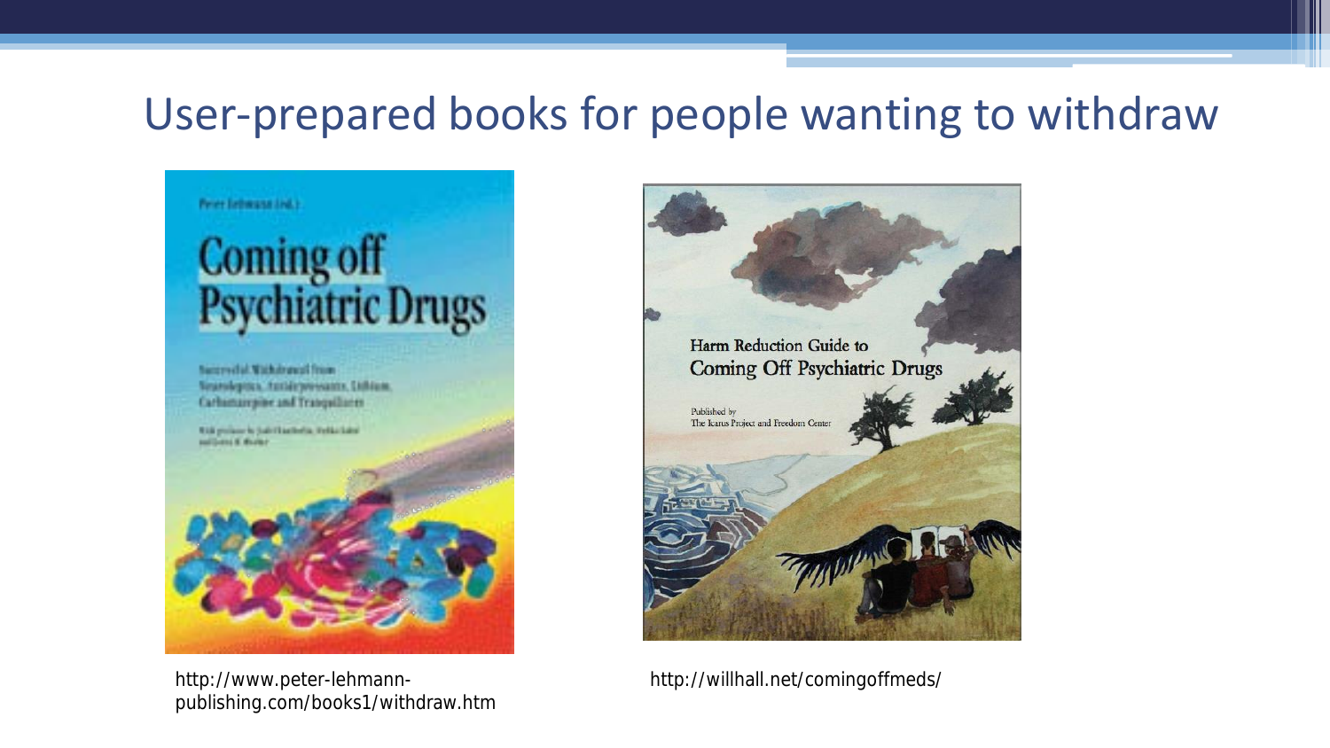# User-prepared books for people wanting to withdraw

Peter Lehmann (ed.)

**Coming off Psychiatric Drugs**

Successful Withdrawal from Neuroleptics, Antidepressants, Lithium, Carbamazepine and Tranquilizers

http://www.peter-lehmann-publishing.com/books1/withdraw.htm

**Harm Reduction Guide to Coming Off Psychiatric Drugs**

Published by The Icarus Project and Freedom Center

http://willhall.net/comingoffmeds/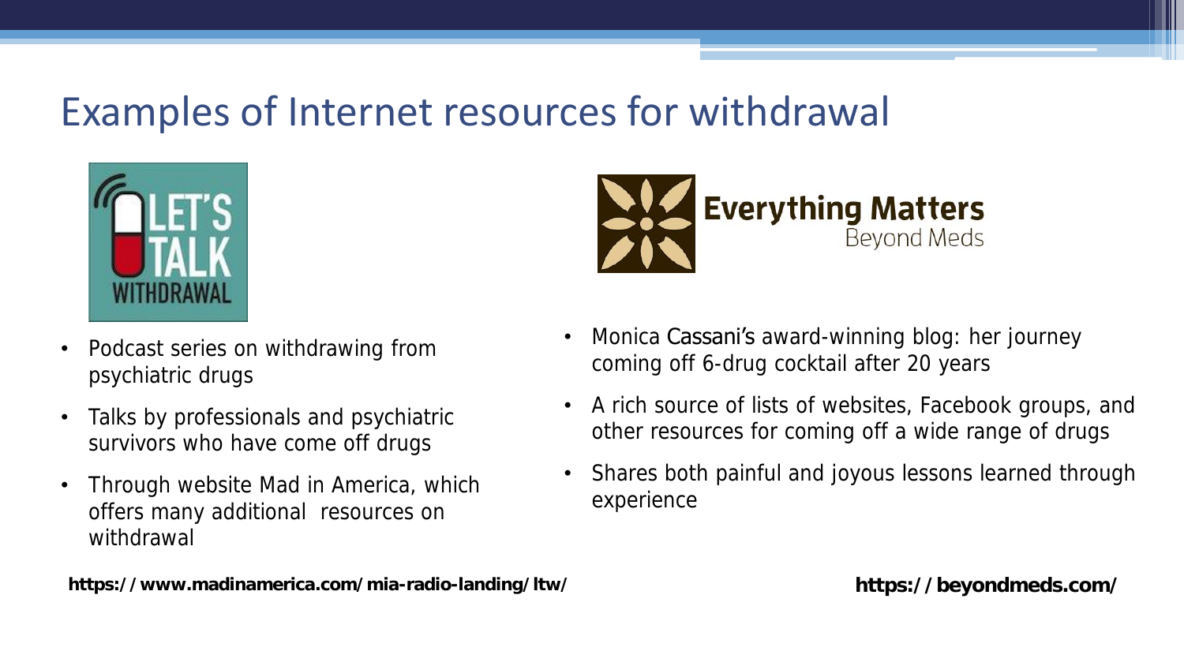# Examples of Internet resources for withdrawal

LET'S TALK WITHDRAWAL

- Podcast series on withdrawing from psychiatric drugs
- Talks by professionals and psychiatric survivors who have come off drugs
- Through website Mad in America, which offers many additional resources on withdrawal

**https://www.madinamerica.com/mia-radio-landing/ltw/**

**Everything Matters**
Beyond Meds

- Monica Cassani's award-winning blog: her journey coming off 6-drug cocktail after 20 years
- A rich source of lists of websites, Facebook groups, and other resources for coming off a wide range of drugs
- Shares both painful and joyous lessons learned through experience

**https://beyondmeds.com/**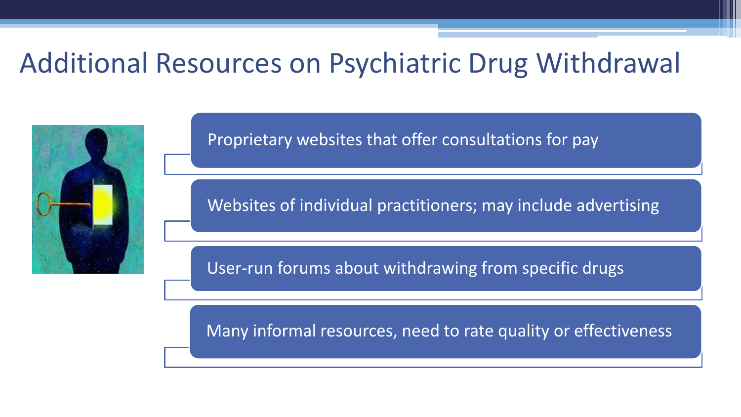# Additional Resources on Psychiatric Drug Withdrawal

- Proprietary websites that offer consultations for pay
- Websites of individual practitioners; may include advertising
- User-run forums about withdrawing from specific drugs
- Many informal resources, need to rate quality or effectiveness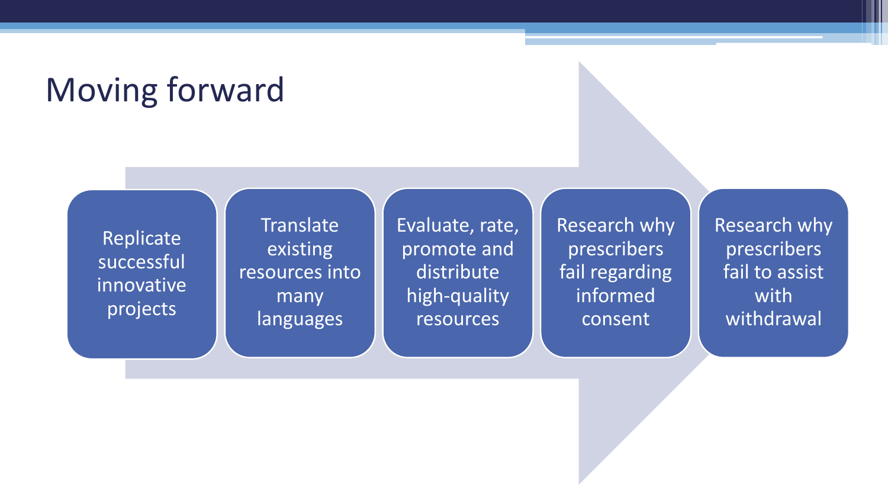# Moving forward

- Replicate successful innovative projects
- Translate existing resources into many languages
- Evaluate, rate, promote and distribute high-quality resources
- Research why prescribers fail regarding informed consent
- Research why prescribers fail to assist with withdrawal